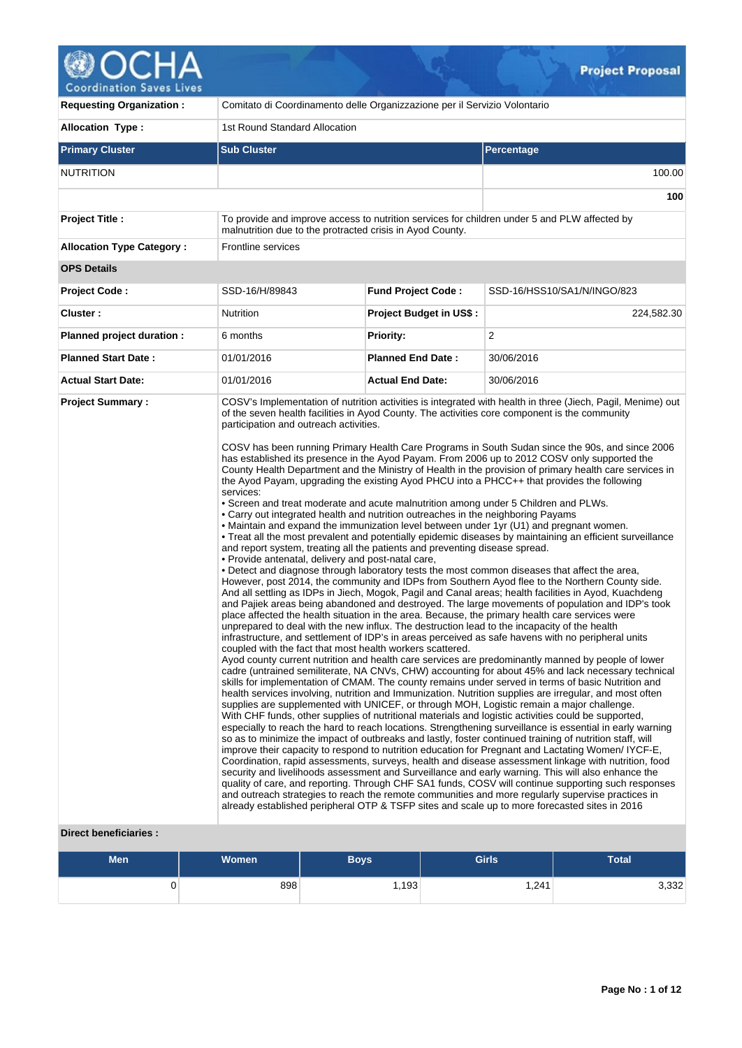# Project Proposal

| | | | |
|---|---|---|---|
| **Requesting Organization :** | Comitato di Coordinamento delle Organizzazione per il Servizio Volontario | | |
| **Allocation Type :** | 1st Round Standard Allocation | | |

| Primary Cluster | Sub Cluster | Percentage |
|---|---|---|
| NUTRITION | | 100.00 |
| | | **100** |

| | | | |
|---|---|---|---|
| **Project Title :** | To provide and improve access to nutrition services for children under 5 and PLW affected by malnutrition due to the protracted crisis in Ayod County. | | |
| **Allocation Type Category :** | Frontline services | | |

**OPS Details**

| | | | |
|---|---|---|---|
| **Project Code :** | SSD-16/H/89843 | **Fund Project Code :** | SSD-16/HSS10/SA1/N/INGO/823 |
| **Cluster :** | Nutrition | **Project Budget in US$ :** | 224,582.30 |
| **Planned project duration :** | 6 months | **Priority:** | 2 |
| **Planned Start Date :** | 01/01/2016 | **Planned End Date :** | 30/06/2016 |
| **Actual Start Date:** | 01/01/2016 | **Actual End Date:** | 30/06/2016 |

**Project Summary :**

COSV's Implementation of nutrition activities is integrated with health in three (Jiech, Pagil, Menime) out of the seven health facilities in Ayod County. The activities core component is the community participation and outreach activities.

COSV has been running Primary Health Care Programs in South Sudan since the 90s, and since 2006 has established its presence in the Ayod Payam. From 2006 up to 2012 COSV only supported the County Health Department and the Ministry of Health in the provision of primary health care services in the Ayod Payam, upgrading the existing Ayod PHCU into a PHCC++ that provides the following services:
• Screen and treat moderate and acute malnutrition among under 5 Children and PLWs.
• Carry out integrated health and nutrition outreaches in the neighboring Payams
• Maintain and expand the immunization level between under 1yr (U1) and pregnant women.
• Treat all the most prevalent and potentially epidemic diseases by maintaining an efficient surveillance and report system, treating all the patients and preventing disease spread.
• Provide antenatal, delivery and post-natal care,
• Detect and diagnose through laboratory tests the most common diseases that affect the area,
However, post 2014, the community and IDPs from Southern Ayod flee to the Northern County side. And all settling as IDPs in Jiech, Mogok, Pagil and Canal areas; health facilities in Ayod, Kuachdeng and Pajiek areas being abandoned and destroyed. The large movements of population and IDP's took place affected the health situation in the area. Because, the primary health care services were unprepared to deal with the new influx. The destruction lead to the incapacity of the health infrastructure, and settlement of IDP's in areas perceived as safe havens with no peripheral units coupled with the fact that most health workers scattered.
Ayod county current nutrition and health care services are predominantly manned by people of lower cadre (untrained semiliterate, NA CNVs, CHW) accounting for about 45% and lack necessary technical skills for implementation of CMAM. The county remains under served in terms of basic Nutrition and health services involving, nutrition and Immunization. Nutrition supplies are irregular, and most often supplies are supplemented with UNICEF, or through MOH, Logistic remain a major challenge.
With CHF funds, other supplies of nutritional materials and logistic activities could be supported, especially to reach the hard to reach locations. Strengthening surveillance is essential in early warning so as to minimize the impact of outbreaks and lastly, foster continued training of nutrition staff, will improve their capacity to respond to nutrition education for Pregnant and Lactating Women/ IYCF-E, Coordination, rapid assessments, surveys, health and disease assessment linkage with nutrition, food security and livelihoods assessment and Surveillance and early warning. This will also enhance the quality of care, and reporting. Through CHF SA1 funds, COSV will continue supporting such responses and outreach strategies to reach the remote communities and more regularly supervise practices in already established peripheral OTP & TSFP sites and scale up to more forecasted sites in 2016

**Direct beneficiaries :**

| Men | Women | Boys | Girls | Total |
|---|---|---|---|---|
| 0 | 898 | 1,193 | 1,241 | 3,332 |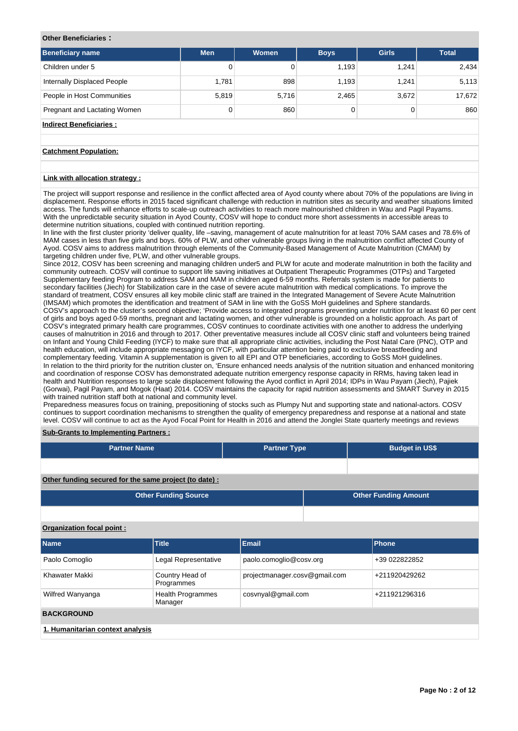**Other Beneficiaries :**

| Beneficiary name | Men | Women | Boys | Girls | Total |
|---|---|---|---|---|---|
| Children under 5 | 0 | 0 | 1,193 | 1,241 | 2,434 |
| Internally Displaced People | 1,781 | 898 | 1,193 | 1,241 | 5,113 |
| People in Host Communities | 5,819 | 5,716 | 2,465 | 3,672 | 17,672 |
| Pregnant and Lactating Women | 0 | 860 | 0 | 0 | 860 |

**Indirect Beneficiaries :**

**Catchment Population:**

**Link with allocation strategy :**

The project will support response and resilience in the conflict affected area of Ayod county where about 70% of the populations are living in displacement. Response efforts in 2015 faced significant challenge with reduction in nutrition sites as security and weather situations limited access. The funds will enhance efforts to scale-up outreach activities to reach more malnourished children in Wau and Pagil Payams. With the unpredictable security situation in Ayod County, COSV will hope to conduct more short assessments in accessible areas to determine nutrition situations, coupled with continued nutrition reporting.
In line with the first cluster priority 'deliver quality, life –saving, management of acute malnutrition for at least 70% SAM cases and 78.6% of MAM cases in less than five girls and boys. 60% of PLW, and other vulnerable groups living in the malnutrition conflict affected County of Ayod. COSV aims to address malnutrition through elements of the Community-Based Management of Acute Malnutrition (CMAM) by targeting children under five, PLW, and other vulnerable groups.
Since 2012, COSV has been screening and managing children under5 and PLW for acute and moderate malnutrition in both the facility and community outreach. COSV will continue to support life saving initiatives at Outpatient Therapeutic Programmes (OTPs) and Targeted Supplementary feeding Program to address SAM and MAM in children aged 6-59 months. Referrals system is made for patients to secondary facilities (Jiech) for Stabilization care in the case of severe acute malnutrition with medical complications. To improve the standard of treatment, COSV ensures all key mobile clinic staff are trained in the Integrated Management of Severe Acute Malnutrition (IMSAM) which promotes the identification and treatment of SAM in line with the GoSS MoH guidelines and Sphere standards.
COSV's approach to the cluster's second objective; 'Provide access to integrated programs preventing under nutrition for at least 60 per cent of girls and boys aged 0-59 months, pregnant and lactating women, and other vulnerable groups' is grounded on a holistic approach. As part of COSV's integrated primary health care programmes, COSV continues to coordinate activities with one another to address the underlying causes of malnutrition in 2016 and through to 2017. Other preventative measures include all COSV clinic staff and volunteers being trained on Infant and Young Child Feeding (IYCF) to make sure that all appropriate clinic activities, including the Post Natal Care (PNC), OTP and health education, will include appropriate messaging on IYCF, with particular attention being paid to exclusive breastfeeding and complementary feeding. Vitamin A supplementation is given to all EPI and OTP beneficiaries, according to GoSS MoH guidelines.
In relation to the third priority for the nutrition cluster on, 'Ensure enhanced needs analysis of the nutrition situation and enhanced monitoring and coordination of response COSV has demonstrated adequate nutrition emergency response capacity in RRMs, having taken lead in health and Nutrition responses to large scale displacement following the Ayod conflict in April 2014; IDPs in Wau Payam (Jiech), Pajiek (Gorwai), Pagil Payam, and Mogok (Haat) 2014. COSV maintains the capacity for rapid nutrition assessments and SMART Survey in 2015 with trained nutrition staff both at national and community level.
Preparedness measures focus on training, prepositioning of stocks such as Plumpy Nut and supporting state and national-actors. COSV continues to support coordination mechanisms to strengthen the quality of emergency preparedness and response at a national and state level. COSV will continue to act as the Ayod Focal Point for Health in 2016 and attend the Jonglei State quarterly meetings and reviews

**Sub-Grants to Implementing Partners :**

| Partner Name | Partner Type | Budget in US$ |
|---|---|---|
| | | |

**Other funding secured for the same project (to date) :**

| Other Funding Source | Other Funding Amount |
|---|---|
| | |

**Organization focal point :**

| Name | Title | Email | Phone |
|---|---|---|---|
| Paolo Comoglio | Legal Representative | paolo.comoglio@cosv.org | +39 022822852 |
| Khawater Makki | Country Head of Programmes | projectmanager.cosv@gmail.com | +211920429262 |
| Wilfred Wanyanga | Health Programmes Manager | cosvnyal@gmail.com | +211921296316 |

## BACKGROUND

**1. Humanitarian context analysis**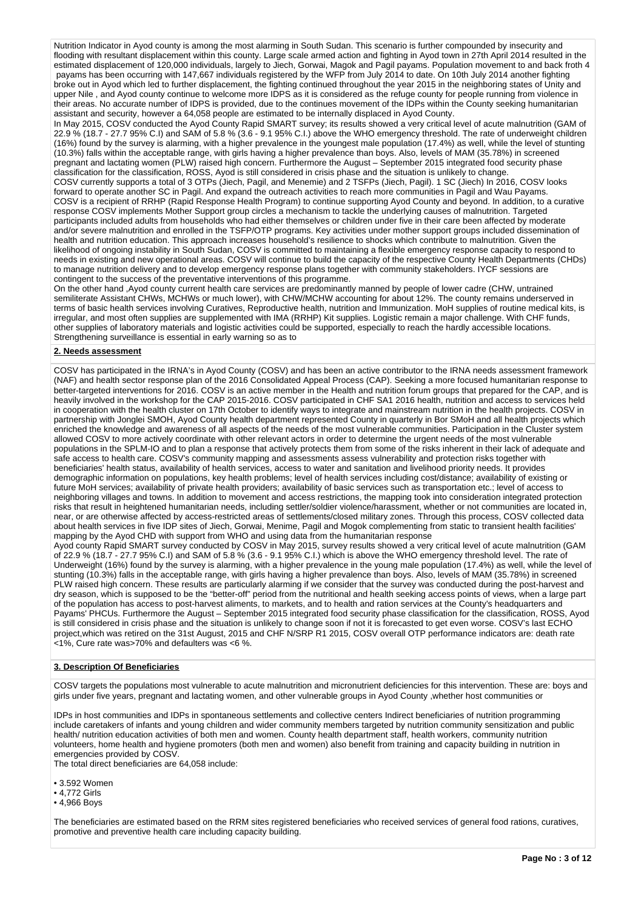Nutrition Indicator in Ayod county is among the most alarming in South Sudan. This scenario is further compounded by insecurity and flooding with resultant displacement within this county. Large scale armed action and fighting in Ayod town in 27th April 2014 resulted in the estimated displacement of 120,000 individuals, largely to Jiech, Gorwai, Magok and Pagil payams. Population movement to and back froth 4 payams has been occurring with 147,667 individuals registered by the WFP from July 2014 to date. On 10th July 2014 another fighting broke out in Ayod which led to further displacement, the fighting continued throughout the year 2015 in the neighboring states of Unity and upper Nile , and Ayod county continue to welcome more IDPS as it is considered as the refuge county for people running from violence in their areas. No accurate number of IDPS is provided, due to the continues movement of the IDPs within the County seeking humanitarian assistant and security, however a 64,058 people are estimated to be internally displaced in Ayod County.

In May 2015, COSV conducted the Ayod County Rapid SMART survey; its results showed a very critical level of acute malnutrition (GAM of 22.9 % (18.7 - 27.7 95% C.I) and SAM of 5.8 % (3.6 - 9.1 95% C.I.) above the WHO emergency threshold. The rate of underweight children (16%) found by the survey is alarming, with a higher prevalence in the youngest male population (17.4%) as well, while the level of stunting (10.3%) falls within the acceptable range, with girls having a higher prevalence than boys. Also, levels of MAM (35.78%) in screened pregnant and lactating women (PLW) raised high concern. Furthermore the August – September 2015 integrated food security phase classification for the classification, ROSS, Ayod is still considered in crisis phase and the situation is unlikely to change.

COSV currently supports a total of 3 OTPs (Jiech, Pagil, and Menemie) and 2 TSFPs (Jiech, Pagil). 1 SC (Jiech) In 2016, COSV looks forward to operate another SC in Pagil. And expand the outreach activities to reach more communities in Pagil and Wau Payams.

COSV is a recipient of RRHP (Rapid Response Health Program) to continue supporting Ayod County and beyond. In addition, to a curative response COSV implements Mother Support group circles a mechanism to tackle the underlying causes of malnutrition. Targeted participants included adults from households who had either themselves or children under five in their care been affected by moderate and/or severe malnutrition and enrolled in the TSFP/OTP programs. Key activities under mother support groups included dissemination of health and nutrition education. This approach increases household's resilience to shocks which contribute to malnutrition. Given the likelihood of ongoing instability in South Sudan, COSV is committed to maintaining a flexible emergency response capacity to respond to needs in existing and new operational areas. COSV will continue to build the capacity of the respective County Health Departments (CHDs) to manage nutrition delivery and to develop emergency response plans together with community stakeholders. IYCF sessions are contingent to the success of the preventative interventions of this programme.

On the other hand ,Ayod county current health care services are predominantly manned by people of lower cadre (CHW, untrained semiliterate Assistant CHWs, MCHWs or much lower), with CHW/MCHW accounting for about 12%. The county remains underserved in terms of basic health services involving Curatives, Reproductive health, nutrition and Immunization. MoH supplies of routine medical kits, is irregular, and most often supplies are supplemented with IMA (RRHP) Kit supplies. Logistic remain a major challenge. With CHF funds, other supplies of laboratory materials and logistic activities could be supported, especially to reach the hardly accessible locations. Strengthening surveillance is essential in early warning so as to

## 2. Needs assessment

COSV has participated in the IRNA's in Ayod County (COSV) and has been an active contributor to the IRNA needs assessment framework (NAF) and health sector response plan of the 2016 Consolidated Appeal Process (CAP). Seeking a more focused humanitarian response to better-targeted interventions for 2016. COSV is an active member in the Health and nutrition forum groups that prepared for the CAP, and is heavily involved in the workshop for the CAP 2015-2016. COSV participated in CHF SA1 2016 health, nutrition and access to services held in cooperation with the health cluster on 17th October to identify ways to integrate and mainstream nutrition in the health projects. COSV in partnership with Jonglei SMOH, Ayod County health department represented County in quarterly in Bor SMoH and all health projects which enriched the knowledge and awareness of all aspects of the needs of the most vulnerable communities. Participation in the Cluster system allowed COSV to more actively coordinate with other relevant actors in order to determine the urgent needs of the most vulnerable populations in the SPLM-IO and to plan a response that actively protects them from some of the risks inherent in their lack of adequate and safe access to health care. COSV's community mapping and assessments assess vulnerability and protection risks together with beneficiaries' health status, availability of health services, access to water and sanitation and livelihood priority needs. It provides demographic information on populations, key health problems; level of health services including cost/distance; availability of existing or future MoH services; availability of private health providers; availability of basic services such as transportation etc.; level of access to neighboring villages and towns. In addition to movement and access restrictions, the mapping took into consideration integrated protection risks that result in heightened humanitarian needs, including settler/soldier violence/harassment, whether or not communities are located in, near, or are otherwise affected by access-restricted areas of settlements/closed military zones. Through this process, COSV collected data about health services in five IDP sites of Jiech, Gorwai, Menime, Pagil and Mogok complementing from static to transient health facilities' mapping by the Ayod CHD with support from WHO and using data from the humanitarian response

Ayod county Rapid SMART survey conducted by COSV in May 2015, survey results showed a very critical level of acute malnutrition (GAM of 22.9 % (18.7 - 27.7 95% C.I) and SAM of 5.8 % (3.6 - 9.1 95% C.I.) which is above the WHO emergency threshold level. The rate of Underweight (16%) found by the survey is alarming, with a higher prevalence in the young male population (17.4%) as well, while the level of stunting (10.3%) falls in the acceptable range, with girls having a higher prevalence than boys. Also, levels of MAM (35.78%) in screened PLW raised high concern. These results are particularly alarming if we consider that the survey was conducted during the post-harvest and dry season, which is supposed to be the "better-off" period from the nutritional and health seeking access points of views, when a large part of the population has access to post-harvest aliments, to markets, and to health and ration services at the County's headquarters and Payams' PHCUs. Furthermore the August – September 2015 integrated food security phase classification for the classification, ROSS, Ayod is still considered in crisis phase and the situation is unlikely to change soon if not it is forecasted to get even worse. COSV's last ECHO project,which was retired on the 31st August, 2015 and CHF N/SRP R1 2015, COSV overall OTP performance indicators are: death rate <1%, Cure rate was>70% and defaulters was <6 %.

## 3. Description Of Beneficiaries

COSV targets the populations most vulnerable to acute malnutrition and micronutrient deficiencies for this intervention. These are: boys and girls under five years, pregnant and lactating women, and other vulnerable groups in Ayod County ,whether host communities or

IDPs in host communities and IDPs in spontaneous settlements and collective centers Indirect beneficiaries of nutrition programming include caretakers of infants and young children and wider community members targeted by nutrition community sensitization and public health/ nutrition education activities of both men and women. County health department staff, health workers, community nutrition volunteers, home health and hygiene promoters (both men and women) also benefit from training and capacity building in nutrition in emergencies provided by COSV.

The total direct beneficiaries are 64,058 include:

- 3.592 Women
- 4,772 Girls
- 4,966 Boys

The beneficiaries are estimated based on the RRM sites registered beneficiaries who received services of general food rations, curatives, promotive and preventive health care including capacity building.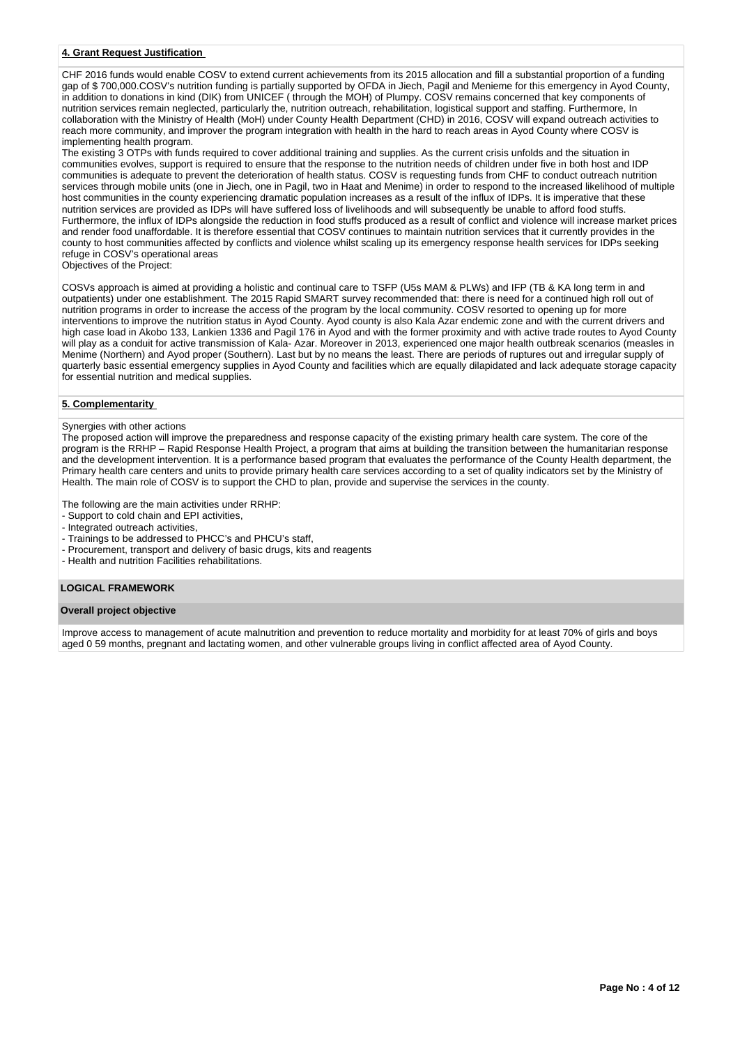#### 4. Grant Request Justification

CHF 2016 funds would enable COSV to extend current achievements from its 2015 allocation and fill a substantial proportion of a funding gap of $ 700,000.COSV's nutrition funding is partially supported by OFDA in Jiech, Pagil and Menieme for this emergency in Ayod County, in addition to donations in kind (DIK) from UNICEF ( through the MOH) of Plumpy. COSV remains concerned that key components of nutrition services remain neglected, particularly the, nutrition outreach, rehabilitation, logistical support and staffing. Furthermore, In collaboration with the Ministry of Health (MoH) under County Health Department (CHD) in 2016, COSV will expand outreach activities to reach more community, and improver the program integration with health in the hard to reach areas in Ayod County where COSV is implementing health program.
The existing 3 OTPs with funds required to cover additional training and supplies. As the current crisis unfolds and the situation in communities evolves, support is required to ensure that the response to the nutrition needs of children under five in both host and IDP communities is adequate to prevent the deterioration of health status. COSV is requesting funds from CHF to conduct outreach nutrition services through mobile units (one in Jiech, one in Pagil, two in Haat and Menime) in order to respond to the increased likelihood of multiple host communities in the county experiencing dramatic population increases as a result of the influx of IDPs. It is imperative that these nutrition services are provided as IDPs will have suffered loss of livelihoods and will subsequently be unable to afford food stuffs. Furthermore, the influx of IDPs alongside the reduction in food stuffs produced as a result of conflict and violence will increase market prices and render food unaffordable. It is therefore essential that COSV continues to maintain nutrition services that it currently provides in the county to host communities affected by conflicts and violence whilst scaling up its emergency response health services for IDPs seeking refuge in COSV's operational areas
Objectives of the Project:

COSVs approach is aimed at providing a holistic and continual care to TSFP (U5s MAM & PLWs) and IFP (TB & KA long term in and outpatients) under one establishment. The 2015 Rapid SMART survey recommended that: there is need for a continued high roll out of nutrition programs in order to increase the access of the program by the local community. COSV resorted to opening up for more interventions to improve the nutrition status in Ayod County. Ayod county is also Kala Azar endemic zone and with the current drivers and high case load in Akobo 133, Lankien 1336 and Pagil 176 in Ayod and with the former proximity and with active trade routes to Ayod County will play as a conduit for active transmission of Kala- Azar. Moreover in 2013, experienced one major health outbreak scenarios (measles in Menime (Northern) and Ayod proper (Southern). Last but by no means the least. There are periods of ruptures out and irregular supply of quarterly basic essential emergency supplies in Ayod County and facilities which are equally dilapidated and lack adequate storage capacity for essential nutrition and medical supplies.

#### 5. Complementarity

Synergies with other actions
The proposed action will improve the preparedness and response capacity of the existing primary health care system. The core of the program is the RRHP – Rapid Response Health Project, a program that aims at building the transition between the humanitarian response and the development intervention. It is a performance based program that evaluates the performance of the County Health department, the Primary health care centers and units to provide primary health care services according to a set of quality indicators set by the Ministry of Health. The main role of COSV is to support the CHD to plan, provide and supervise the services in the county.

The following are the main activities under RRHP:
- Support to cold chain and EPI activities,
- Integrated outreach activities,
- Trainings to be addressed to PHCC's and PHCU's staff,
- Procurement, transport and delivery of basic drugs, kits and reagents
- Health and nutrition Facilities rehabilitations.

### LOGICAL FRAMEWORK

#### Overall project objective

Improve access to management of acute malnutrition and prevention to reduce mortality and morbidity for at least 70% of girls and boys aged 0 59 months, pregnant and lactating women, and other vulnerable groups living in conflict affected area of Ayod County.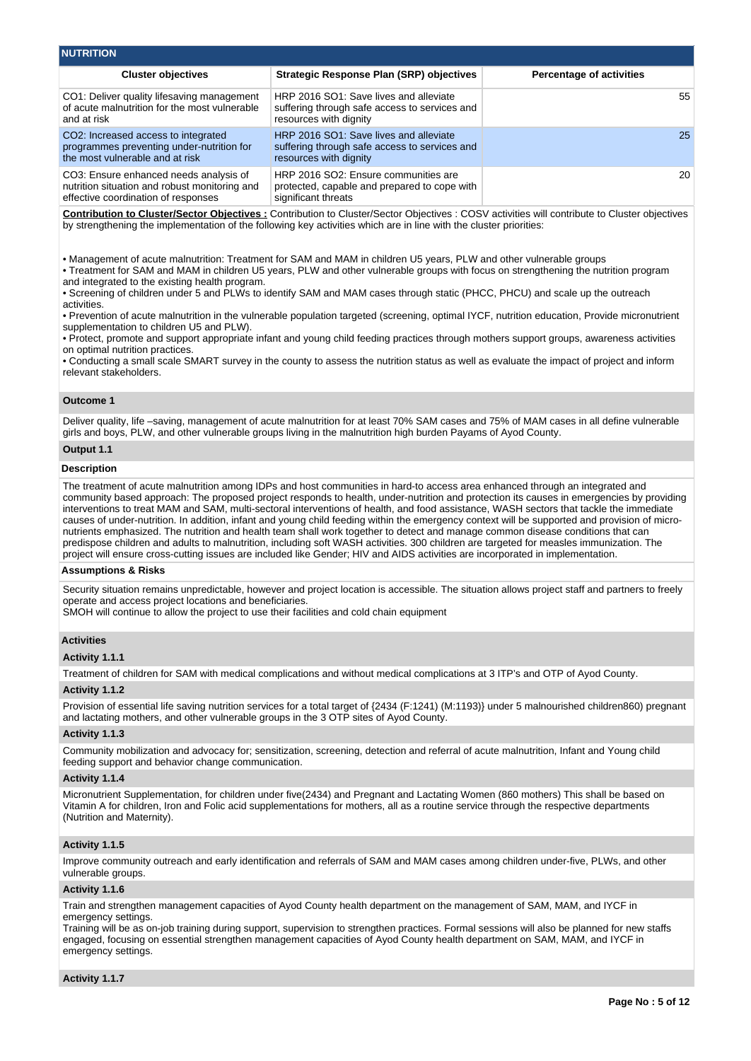## NUTRITION

| Cluster objectives | Strategic Response Plan (SRP) objectives | Percentage of activities |
|---|---|---|
| CO1: Deliver quality lifesaving management of acute malnutrition for the most vulnerable and at risk | HRP 2016 SO1: Save lives and alleviate suffering through safe access to services and resources with dignity | 55 |
| CO2: Increased access to integrated programmes preventing under-nutrition for the most vulnerable and at risk | HRP 2016 SO1: Save lives and alleviate suffering through safe access to services and resources with dignity | 25 |
| CO3: Ensure enhanced needs analysis of nutrition situation and robust monitoring and effective coordination of responses | HRP 2016 SO2: Ensure communities are protected, capable and prepared to cope with significant threats | 20 |

**Contribution to Cluster/Sector Objectives :** Contribution to Cluster/Sector Objectives : COSV activities will contribute to Cluster objectives by strengthening the implementation of the following key activities which are in line with the cluster priorities:

• Management of acute malnutrition: Treatment for SAM and MAM in children U5 years, PLW and other vulnerable groups
• Treatment for SAM and MAM in children U5 years, PLW and other vulnerable groups with focus on strengthening the nutrition program and integrated to the existing health program.
• Screening of children under 5 and PLWs to identify SAM and MAM cases through static (PHCC, PHCU) and scale up the outreach activities.
• Prevention of acute malnutrition in the vulnerable population targeted (screening, optimal IYCF, nutrition education, Provide micronutrient supplementation to children U5 and PLW).
• Protect, promote and support appropriate infant and young child feeding practices through mothers support groups, awareness activities on optimal nutrition practices.
• Conducting a small scale SMART survey in the county to assess the nutrition status as well as evaluate the impact of project and inform relevant stakeholders.

### Outcome 1

Deliver quality, life –saving, management of acute malnutrition for at least 70% SAM cases and 75% of MAM cases in all define vulnerable girls and boys, PLW, and other vulnerable groups living in the malnutrition high burden Payams of Ayod County.

### Output 1.1

**Description**

The treatment of acute malnutrition among IDPs and host communities in hard-to access area enhanced through an integrated and community based approach: The proposed project responds to health, under-nutrition and protection its causes in emergencies by providing interventions to treat MAM and SAM, multi-sectoral interventions of health, and food assistance, WASH sectors that tackle the immediate causes of under-nutrition. In addition, infant and young child feeding within the emergency context will be supported and provision of micro-nutrients emphasized. The nutrition and health team shall work together to detect and manage common disease conditions that can predispose children and adults to malnutrition, including soft WASH activities. 300 children are targeted for measles immunization. The project will ensure cross-cutting issues are included like Gender; HIV and AIDS activities are incorporated in implementation.

**Assumptions & Risks**

Security situation remains unpredictable, however and project location is accessible. The situation allows project staff and partners to freely operate and access project locations and beneficiaries.
SMOH will continue to allow the project to use their facilities and cold chain equipment

**Activities**

**Activity 1.1.1**

Treatment of children for SAM with medical complications and without medical complications at 3 ITP's and OTP of Ayod County.

**Activity 1.1.2**

Provision of essential life saving nutrition services for a total target of {2434 (F:1241) (M:1193)} under 5 malnourished children860) pregnant and lactating mothers, and other vulnerable groups in the 3 OTP sites of Ayod County.

**Activity 1.1.3**

Community mobilization and advocacy for; sensitization, screening, detection and referral of acute malnutrition, Infant and Young child feeding support and behavior change communication.

**Activity 1.1.4**

Micronutrient Supplementation, for children under five(2434) and Pregnant and Lactating Women (860 mothers) This shall be based on Vitamin A for children, Iron and Folic acid supplementations for mothers, all as a routine service through the respective departments (Nutrition and Maternity).

**Activity 1.1.5**

Improve community outreach and early identification and referrals of SAM and MAM cases among children under-five, PLWs, and other vulnerable groups.

**Activity 1.1.6**

Train and strengthen management capacities of Ayod County health department on the management of SAM, MAM, and IYCF in emergency settings.
Training will be as on-job training during support, supervision to strengthen practices. Formal sessions will also be planned for new staffs engaged, focusing on essential strengthen management capacities of Ayod County health department on SAM, MAM, and IYCF in emergency settings.

**Activity 1.1.7**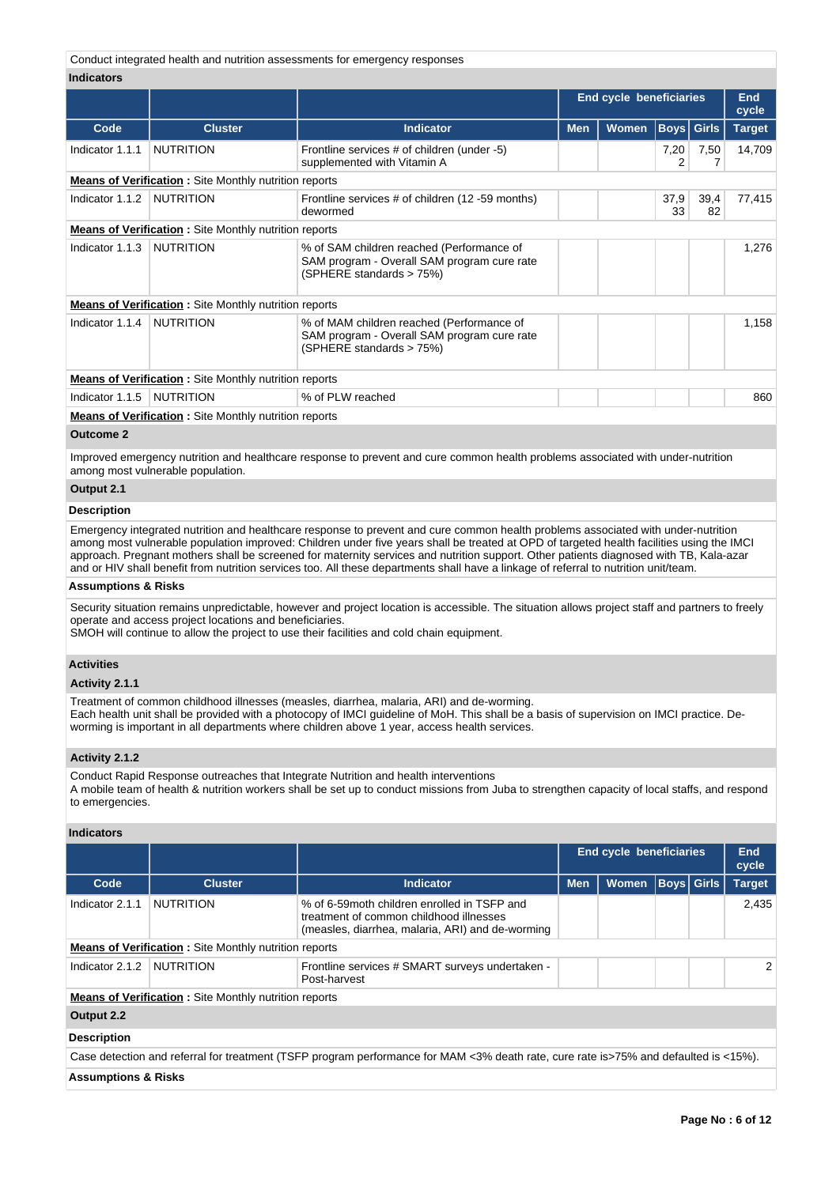Conduct integrated health and nutrition assessments for emergency responses

### Indicators

| | | | End cycle beneficiaries | | | | End cycle |
|---|---|---|---|---|---|---|---|
| Code | Cluster | Indicator | Men | Women | Boys | Girls | Target |
| Indicator 1.1.1 | NUTRITION | Frontline services # of children (under -5) supplemented with Vitamin A | | | 7,202 | 7,507 | 14,709 |
| **Means of Verification :** Site Monthly nutrition reports | | | | | | | |
| Indicator 1.1.2 | NUTRITION | Frontline services # of children (12 -59 months) dewormed | | | 37,933 | 39,482 | 77,415 |
| **Means of Verification :** Site Monthly nutrition reports | | | | | | | |
| Indicator 1.1.3 | NUTRITION | % of SAM children reached (Performance of SAM program - Overall SAM program cure rate (SPHERE standards > 75%) | | | | | 1,276 |
| **Means of Verification :** Site Monthly nutrition reports | | | | | | | |
| Indicator 1.1.4 | NUTRITION | % of MAM children reached (Performance of SAM program - Overall SAM program cure rate (SPHERE standards > 75%) | | | | | 1,158 |
| **Means of Verification :** Site Monthly nutrition reports | | | | | | | |
| Indicator 1.1.5 | NUTRITION | % of PLW reached | | | | | 860 |
| **Means of Verification :** Site Monthly nutrition reports | | | | | | | |

### Outcome 2

Improved emergency nutrition and healthcare response to prevent and cure common health problems associated with under-nutrition among most vulnerable population.

### Output 2.1

#### Description

Emergency integrated nutrition and healthcare response to prevent and cure common health problems associated with under-nutrition among most vulnerable population improved: Children under five years shall be treated at OPD of targeted health facilities using the IMCI approach. Pregnant mothers shall be screened for maternity services and nutrition support. Other patients diagnosed with TB, Kala-azar and or HIV shall benefit from nutrition services too. All these departments shall have a linkage of referral to nutrition unit/team.

#### Assumptions & Risks

Security situation remains unpredictable, however and project location is accessible. The situation allows project staff and partners to freely operate and access project locations and beneficiaries.
SMOH will continue to allow the project to use their facilities and cold chain equipment.

#### Activities

**Activity 2.1.1**

Treatment of common childhood illnesses (measles, diarrhea, malaria, ARI) and de-worming.
Each health unit shall be provided with a photocopy of IMCI guideline of MoH. This shall be a basis of supervision on IMCI practice. De-worming is important in all departments where children above 1 year, access health services.

**Activity 2.1.2**

Conduct Rapid Response outreaches that Integrate Nutrition and health interventions
A mobile team of health & nutrition workers shall be set up to conduct missions from Juba to strengthen capacity of local staffs, and respond to emergencies.

#### Indicators

| | | | End cycle beneficiaries | | | | End cycle |
|---|---|---|---|---|---|---|---|
| Code | Cluster | Indicator | Men | Women | Boys | Girls | Target |
| Indicator 2.1.1 | NUTRITION | % of 6-59moth children enrolled in TSFP and treatment of common childhood illnesses (measles, diarrhea, malaria, ARI) and de-worming | | | | | 2,435 |
| **Means of Verification :** Site Monthly nutrition reports | | | | | | | |
| Indicator 2.1.2 | NUTRITION | Frontline services # SMART surveys undertaken - Post-harvest | | | | | 2 |
| **Means of Verification :** Site Monthly nutrition reports | | | | | | | |

### Output 2.2

#### Description

Case detection and referral for treatment (TSFP program performance for MAM <3% death rate, cure rate is>75% and defaulted is <15%).

#### Assumptions & Risks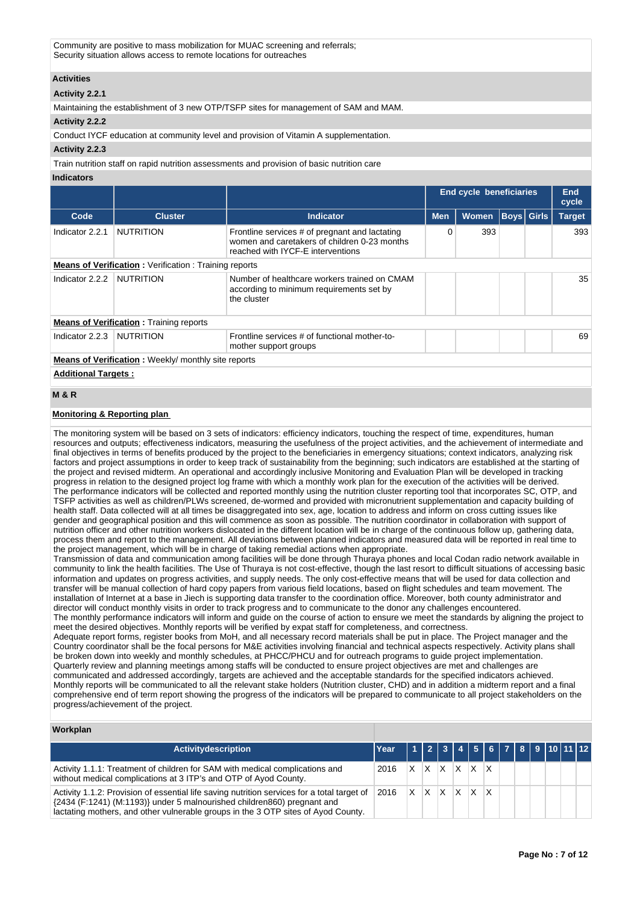Community are positive to mass mobilization for MUAC screening and referrals;
Security situation allows access to remote locations for outreaches

**Activities**

**Activity 2.2.1**

Maintaining the establishment of 3 new OTP/TSFP sites for management of SAM and MAM.

**Activity 2.2.2**

Conduct IYCF education at community level and provision of Vitamin A supplementation.

**Activity 2.2.3**

Train nutrition staff on rapid nutrition assessments and provision of basic nutrition care

**Indicators**

| | | | End cycle beneficiaries | | | | End cycle |
|---|---|---|---|---|---|---|---|
| **Code** | **Cluster** | **Indicator** | **Men** | **Women** | **Boys** | **Girls** | **Target** |
| Indicator 2.2.1 | NUTRITION | Frontline services # of pregnant and lactating women and caretakers of children 0-23 months reached with IYCF-E interventions | 0 | 393 | | | 393 |
| **Means of Verification :** Verification : Training reports | | | | | | | |
| Indicator 2.2.2 | NUTRITION | Number of healthcare workers trained on CMAM according to minimum requirements set by the cluster | | | | | 35 |
| **Means of Verification :** Training reports | | | | | | | |
| Indicator 2.2.3 | NUTRITION | Frontline services # of functional mother-to-mother support groups | | | | | 69 |
| **Means of Verification :** Weekly/ monthly site reports | | | | | | | |

**Additional Targets :**

## M & R

**Monitoring & Reporting plan**

The monitoring system will be based on 3 sets of indicators: efficiency indicators, touching the respect of time, expenditures, human resources and outputs; effectiveness indicators, measuring the usefulness of the project activities, and the achievement of intermediate and final objectives in terms of benefits produced by the project to the beneficiaries in emergency situations; context indicators, analyzing risk factors and project assumptions in order to keep track of sustainability from the beginning; such indicators are established at the starting of the project and revised midterm. An operational and accordingly inclusive Monitoring and Evaluation Plan will be developed in tracking progress in relation to the designed project log frame with which a monthly work plan for the execution of the activities will be derived.
The performance indicators will be collected and reported monthly using the nutrition cluster reporting tool that incorporates SC, OTP, and TSFP activities as well as children/PLWs screened, de-wormed and provided with micronutrient supplementation and capacity building of health staff. Data collected will at all times be disaggregated into sex, age, location to address and inform on cross cutting issues like gender and geographical position and this will commence as soon as possible. The nutrition coordinator in collaboration with support of nutrition officer and other nutrition workers dislocated in the different location will be in charge of the continuous follow up, gathering data, process them and report to the management. All deviations between planned indicators and measured data will be reported in real time to the project management, which will be in charge of taking remedial actions when appropriate.
Transmission of data and communication among facilities will be done through Thuraya phones and local Codan radio network available in community to link the health facilities. The Use of Thuraya is not cost-effective, though the last resort to difficult situations of accessing basic information and updates on progress activities, and supply needs. The only cost-effective means that will be used for data collection and transfer will be manual collection of hard copy papers from various field locations, based on flight schedules and team movement. The installation of Internet at a base in Jiech is supporting data transfer to the coordination office. Moreover, both county administrator and director will conduct monthly visits in order to track progress and to communicate to the donor any challenges encountered.
The monthly performance indicators will inform and guide on the course of action to ensure we meet the standards by aligning the project to meet the desired objectives. Monthly reports will be verified by expat staff for completeness, and correctness.
Adequate report forms, register books from MoH, and all necessary record materials shall be put in place. The Project manager and the Country coordinator shall be the focal persons for M&E activities involving financial and technical aspects respectively. Activity plans shall be broken down into weekly and monthly schedules, at PHCC/PHCU and for outreach programs to guide project implementation.
Quarterly review and planning meetings among staffs will be conducted to ensure project objectives are met and challenges are communicated and addressed accordingly, targets are achieved and the acceptable standards for the specified indicators achieved.
Monthly reports will be communicated to all the relevant stake holders (Nutrition cluster, CHD) and in addition a midterm report and a final comprehensive end of term report showing the progress of the indicators will be prepared to communicate to all project stakeholders on the progress/achievement of the project.

**Workplan**

| Activitydescription | Year | 1 | 2 | 3 | 4 | 5 | 6 | 7 | 8 | 9 | 10 | 11 | 12 |
|---|---|---|---|---|---|---|---|---|---|---|---|---|---|
| Activity 1.1.1: Treatment of children for SAM with medical complications and without medical complications at 3 ITP's and OTP of Ayod County. | 2016 | X | X | X | X | X | X | | | | | | |
| Activity 1.1.2: Provision of essential life saving nutrition services for a total target of {2434 (F:1241) (M:1193)} under 5 malnourished children860) pregnant and lactating mothers, and other vulnerable groups in the 3 OTP sites of Ayod County. | 2016 | X | X | X | X | X | X | | | | | | |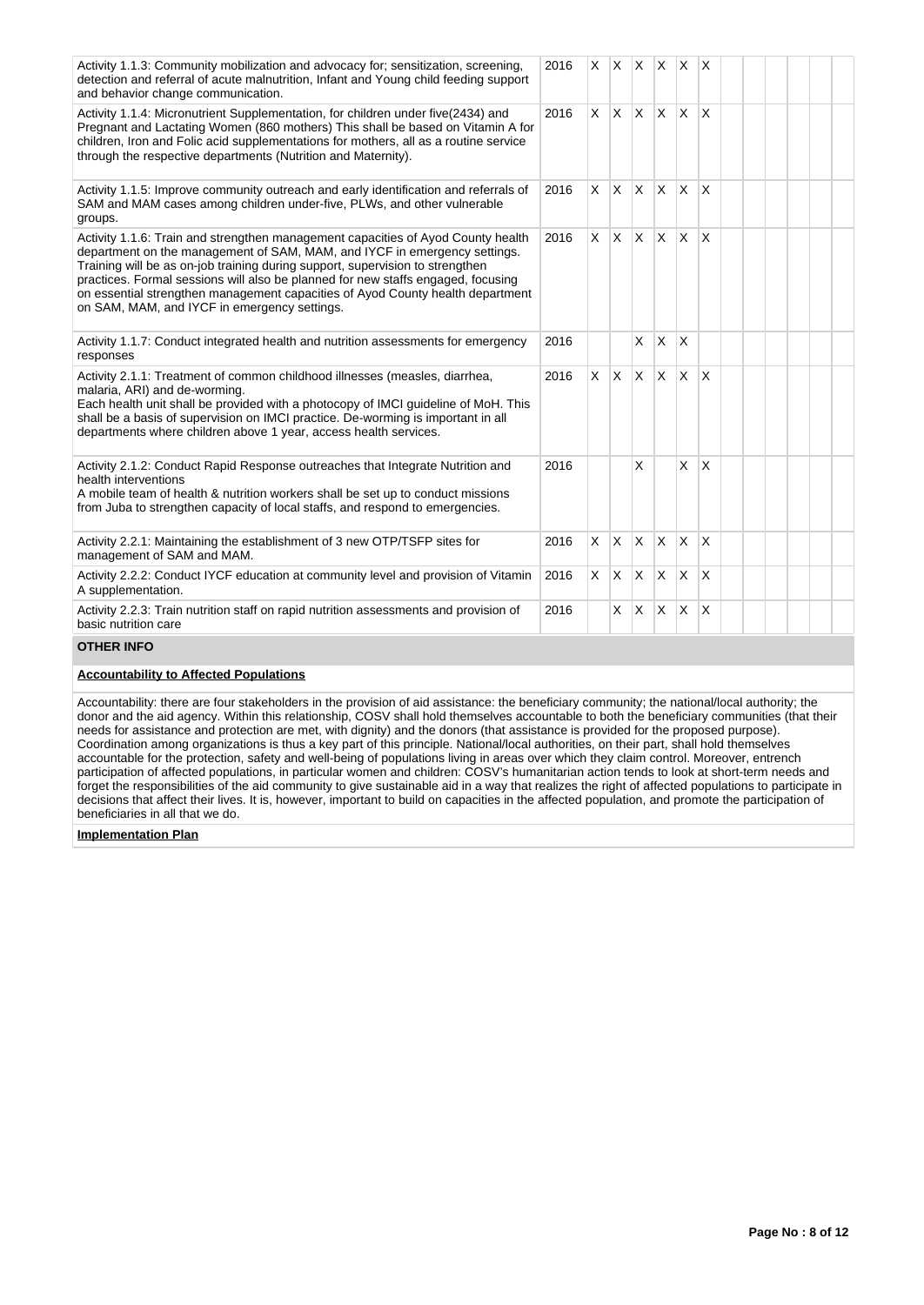| Activity | Year | 1 | 2 | 3 | 4 | 5 | 6 | 7 | 8 | 9 | 10 | 11 | 12 |
|---|---|---|---|---|---|---|---|---|---|---|---|---|---|
| Activity 1.1.3: Community mobilization and advocacy for; sensitization, screening, detection and referral of acute malnutrition, Infant and Young child feeding support and behavior change communication. | 2016 | X | X | X | X | X | X | | | | | | |
| Activity 1.1.4: Micronutrient Supplementation, for children under five(2434) and Pregnant and Lactating Women (860 mothers) This shall be based on Vitamin A for children, Iron and Folic acid supplementations for mothers, all as a routine service through the respective departments (Nutrition and Maternity). | 2016 | X | X | X | X | X | X | | | | | | |
| Activity 1.1.5: Improve community outreach and early identification and referrals of SAM and MAM cases among children under-five, PLWs, and other vulnerable groups. | 2016 | X | X | X | X | X | X | | | | | | |
| Activity 1.1.6: Train and strengthen management capacities of Ayod County health department on the management of SAM, MAM, and IYCF in emergency settings. Training will be as on-job training during support, supervision to strengthen practices. Formal sessions will also be planned for new staffs engaged, focusing on essential strengthen management capacities of Ayod County health department on SAM, MAM, and IYCF in emergency settings. | 2016 | X | X | X | X | X | X | | | | | | |
| Activity 1.1.7: Conduct integrated health and nutrition assessments for emergency responses | 2016 | | | X | X | X | | | | | | | |
| Activity 2.1.1: Treatment of common childhood illnesses (measles, diarrhea, malaria, ARI) and de-worming.<br>Each health unit shall be provided with a photocopy of IMCI guideline of MoH. This shall be a basis of supervision on IMCI practice. De-worming is important in all departments where children above 1 year, access health services. | 2016 | X | X | X | X | X | X | | | | | | |
| Activity 2.1.2: Conduct Rapid Response outreaches that Integrate Nutrition and health interventions<br>A mobile team of health & nutrition workers shall be set up to conduct missions from Juba to strengthen capacity of local staffs, and respond to emergencies. | 2016 | | | X | | X | X | | | | | | |
| Activity 2.2.1: Maintaining the establishment of 3 new OTP/TSFP sites for management of SAM and MAM. | 2016 | X | X | X | X | X | X | | | | | | |
| Activity 2.2.2: Conduct IYCF education at community level and provision of Vitamin A supplementation. | 2016 | X | X | X | X | X | X | | | | | | |
| Activity 2.2.3: Train nutrition staff on rapid nutrition assessments and provision of basic nutrition care | 2016 | | X | X | X | X | X | | | | | | |

## OTHER INFO

**Accountability to Affected Populations**

Accountability: there are four stakeholders in the provision of aid assistance: the beneficiary community; the national/local authority; the donor and the aid agency. Within this relationship, COSV shall hold themselves accountable to both the beneficiary communities (that their needs for assistance and protection are met, with dignity) and the donors (that assistance is provided for the proposed purpose). Coordination among organizations is thus a key part of this principle. National/local authorities, on their part, shall hold themselves accountable for the protection, safety and well-being of populations living in areas over which they claim control. Moreover, entrench participation of affected populations, in particular women and children: COSV's humanitarian action tends to look at short-term needs and forget the responsibilities of the aid community to give sustainable aid in a way that realizes the right of affected populations to participate in decisions that affect their lives. It is, however, important to build on capacities in the affected population, and promote the participation of beneficiaries in all that we do.

**Implementation Plan**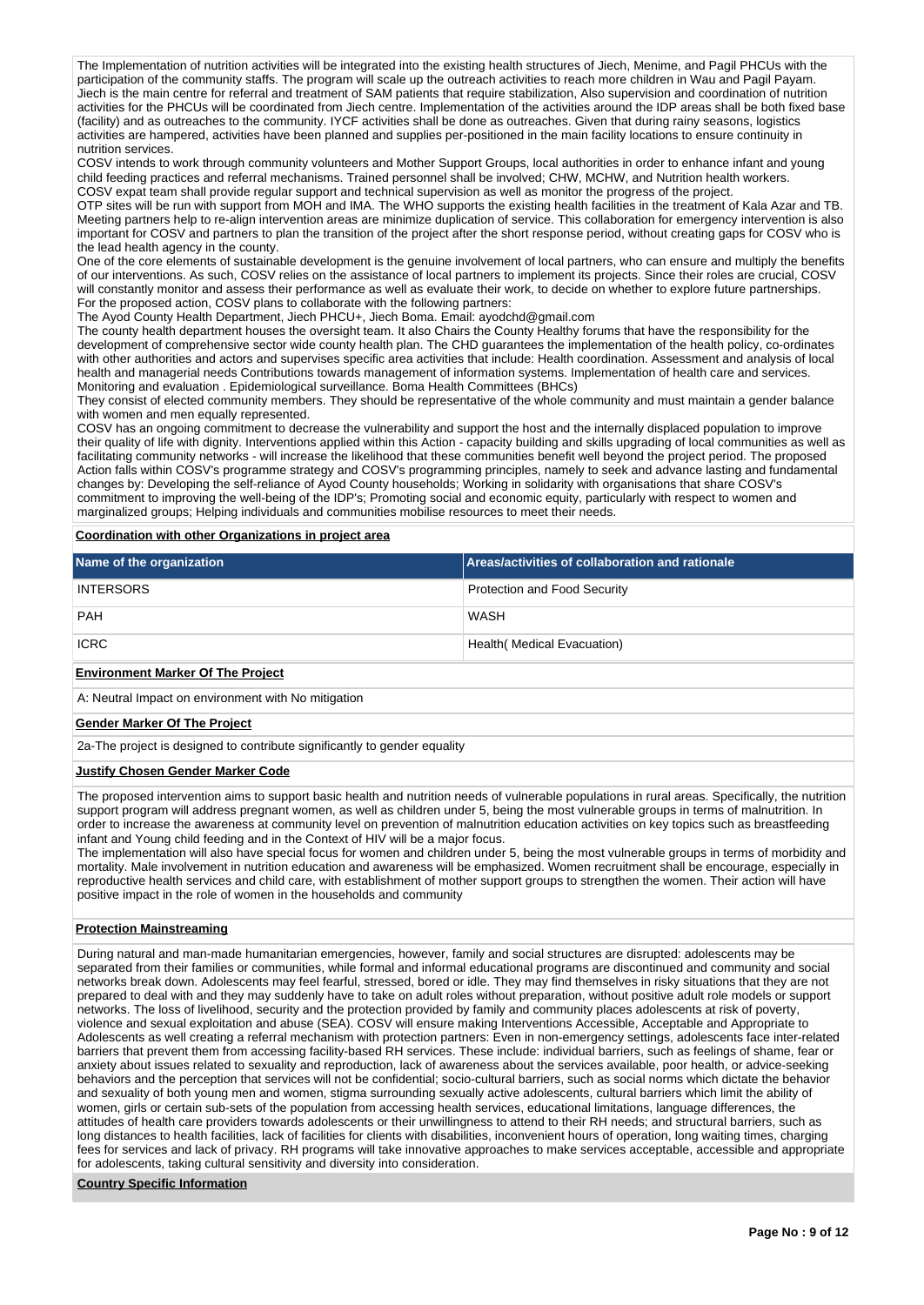The Implementation of nutrition activities will be integrated into the existing health structures of Jiech, Menime, and Pagil PHCUs with the participation of the community staffs. The program will scale up the outreach activities to reach more children in Wau and Pagil Payam. Jiech is the main centre for referral and treatment of SAM patients that require stabilization, Also supervision and coordination of nutrition activities for the PHCUs will be coordinated from Jiech centre. Implementation of the activities around the IDP areas shall be both fixed base (facility) and as outreaches to the community. IYCF activities shall be done as outreaches. Given that during rainy seasons, logistics activities are hampered, activities have been planned and supplies per-positioned in the main facility locations to ensure continuity in nutrition services.
COSV intends to work through community volunteers and Mother Support Groups, local authorities in order to enhance infant and young child feeding practices and referral mechanisms. Trained personnel shall be involved; CHW, MCHW, and Nutrition health workers.
COSV expat team shall provide regular support and technical supervision as well as monitor the progress of the project.
OTP sites will be run with support from MOH and IMA. The WHO supports the existing health facilities in the treatment of Kala Azar and TB. Meeting partners help to re-align intervention areas are minimize duplication of service. This collaboration for emergency intervention is also important for COSV and partners to plan the transition of the project after the short response period, without creating gaps for COSV who is the lead health agency in the county.
One of the core elements of sustainable development is the genuine involvement of local partners, who can ensure and multiply the benefits of our interventions. As such, COSV relies on the assistance of local partners to implement its projects. Since their roles are crucial, COSV will constantly monitor and assess their performance as well as evaluate their work, to decide on whether to explore future partnerships.
For the proposed action, COSV plans to collaborate with the following partners:
The Ayod County Health Department, Jiech PHCU+, Jiech Boma. Email: ayodchd@gmail.com
The county health department houses the oversight team. It also Chairs the County Healthy forums that have the responsibility for the development of comprehensive sector wide county health plan. The CHD guarantees the implementation of the health policy, co-ordinates with other authorities and actors and supervises specific area activities that include: Health coordination. Assessment and analysis of local health and managerial needs Contributions towards management of information systems. Implementation of health care and services. Monitoring and evaluation . Epidemiological surveillance. Boma Health Committees (BHCs)
They consist of elected community members. They should be representative of the whole community and must maintain a gender balance with women and men equally represented.
COSV has an ongoing commitment to decrease the vulnerability and support the host and the internally displaced population to improve their quality of life with dignity. Interventions applied within this Action - capacity building and skills upgrading of local communities as well as facilitating community networks - will increase the likelihood that these communities benefit well beyond the project period. The proposed Action falls within COSV's programme strategy and COSV's programming principles, namely to seek and advance lasting and fundamental changes by: Developing the self-reliance of Ayod County households; Working in solidarity with organisations that share COSV's commitment to improving the well-being of the IDP's; Promoting social and economic equity, particularly with respect to women and marginalized groups; Helping individuals and communities mobilise resources to meet their needs.

**Coordination with other Organizations in project area**

| Name of the organization | Areas/activities of collaboration and rationale |
|---|---|
| INTERSORS | Protection and Food Security |
| PAH | WASH |
| ICRC | Health( Medical Evacuation) |

**Environment Marker Of The Project**

A: Neutral Impact on environment with No mitigation

**Gender Marker Of The Project**

2a-The project is designed to contribute significantly to gender equality

**Justify Chosen Gender Marker Code**

The proposed intervention aims to support basic health and nutrition needs of vulnerable populations in rural areas. Specifically, the nutrition support program will address pregnant women, as well as children under 5, being the most vulnerable groups in terms of malnutrition. In order to increase the awareness at community level on prevention of malnutrition education activities on key topics such as breastfeeding infant and Young child feeding and in the Context of HIV will be a major focus.
The implementation will also have special focus for women and children under 5, being the most vulnerable groups in terms of morbidity and mortality. Male involvement in nutrition education and awareness will be emphasized. Women recruitment shall be encourage, especially in reproductive health services and child care, with establishment of mother support groups to strengthen the women. Their action will have positive impact in the role of women in the households and community

**Protection Mainstreaming**

During natural and man-made humanitarian emergencies, however, family and social structures are disrupted: adolescents may be separated from their families or communities, while formal and informal educational programs are discontinued and community and social networks break down. Adolescents may feel fearful, stressed, bored or idle. They may find themselves in risky situations that they are not prepared to deal with and they may suddenly have to take on adult roles without preparation, without positive adult role models or support networks. The loss of livelihood, security and the protection provided by family and community places adolescents at risk of poverty, violence and sexual exploitation and abuse (SEA). COSV will ensure making Interventions Accessible, Acceptable and Appropriate to Adolescents as well creating a referral mechanism with protection partners: Even in non-emergency settings, adolescents face inter-related barriers that prevent them from accessing facility-based RH services. These include: individual barriers, such as feelings of shame, fear or anxiety about issues related to sexuality and reproduction, lack of awareness about the services available, poor health, or advice-seeking behaviors and the perception that services will not be confidential; socio-cultural barriers, such as social norms which dictate the behavior and sexuality of both young men and women, stigma surrounding sexually active adolescents, cultural barriers which limit the ability of women, girls or certain sub-sets of the population from accessing health services, educational limitations, language differences, the attitudes of health care providers towards adolescents or their unwillingness to attend to their RH needs; and structural barriers, such as long distances to health facilities, lack of facilities for clients with disabilities, inconvenient hours of operation, long waiting times, charging fees for services and lack of privacy. RH programs will take innovative approaches to make services acceptable, accessible and appropriate for adolescents, taking cultural sensitivity and diversity into consideration.

**Country Specific Information**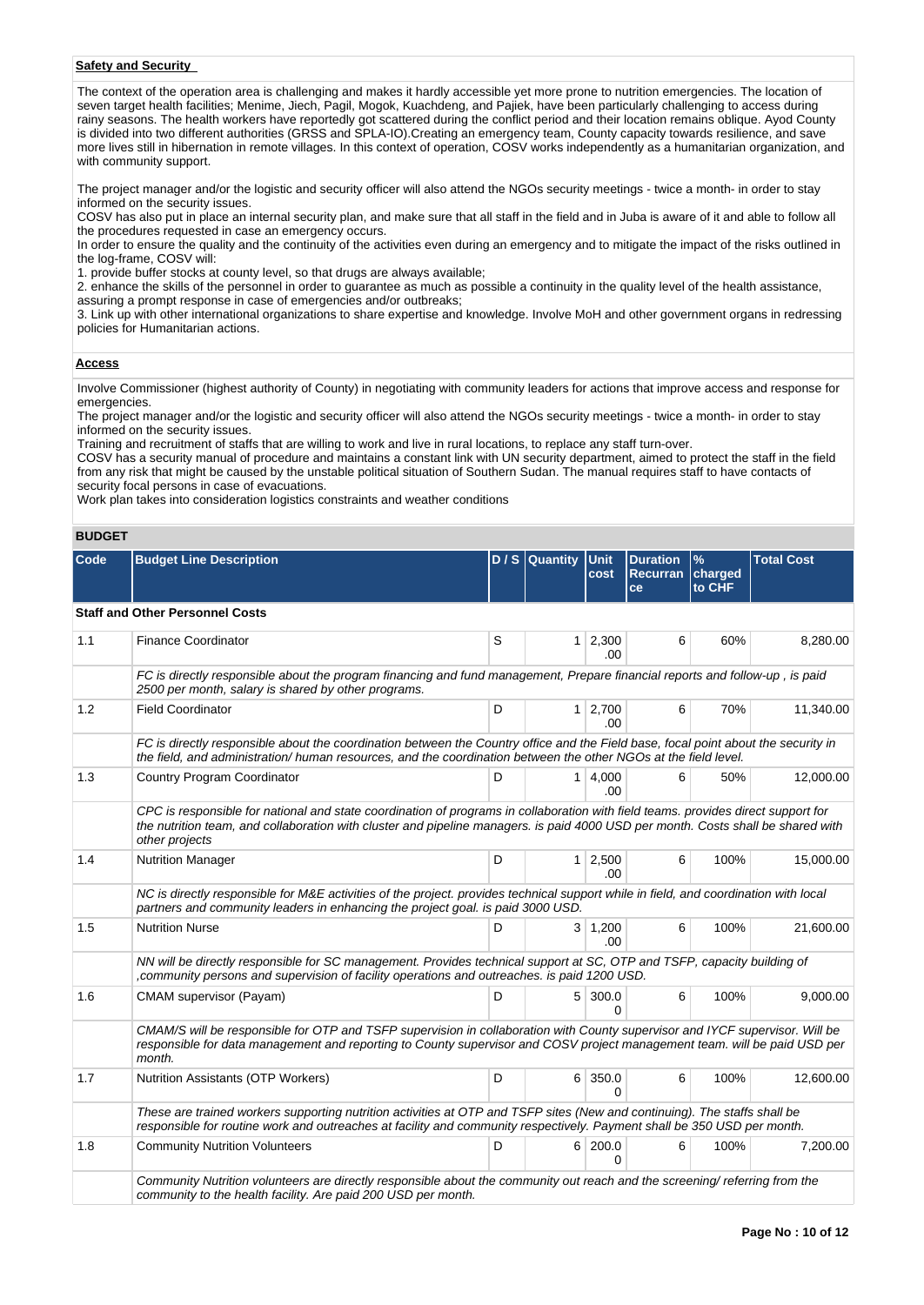**Safety and Security**

The context of the operation area is challenging and makes it hardly accessible yet more prone to nutrition emergencies. The location of seven target health facilities; Menime, Jiech, Pagil, Mogok, Kuachdeng, and Pajiek, have been particularly challenging to access during rainy seasons. The health workers have reportedly got scattered during the conflict period and their location remains oblique. Ayod County is divided into two different authorities (GRSS and SPLA-IO).Creating an emergency team, County capacity towards resilience, and save more lives still in hibernation in remote villages. In this context of operation, COSV works independently as a humanitarian organization, and with community support.

The project manager and/or the logistic and security officer will also attend the NGOs security meetings - twice a month- in order to stay informed on the security issues.
COSV has also put in place an internal security plan, and make sure that all staff in the field and in Juba is aware of it and able to follow all the procedures requested in case an emergency occurs.
In order to ensure the quality and the continuity of the activities even during an emergency and to mitigate the impact of the risks outlined in the log-frame, COSV will:
1. provide buffer stocks at county level, so that drugs are always available;
2. enhance the skills of the personnel in order to guarantee as much as possible a continuity in the quality level of the health assistance, assuring a prompt response in case of emergencies and/or outbreaks;
3. Link up with other international organizations to share expertise and knowledge. Involve MoH and other government organs in redressing policies for Humanitarian actions.

**Access**

Involve Commissioner (highest authority of County) in negotiating with community leaders for actions that improve access and response for emergencies.
The project manager and/or the logistic and security officer will also attend the NGOs security meetings - twice a month- in order to stay informed on the security issues.
Training and recruitment of staffs that are willing to work and live in rural locations, to replace any staff turn-over.
COSV has a security manual of procedure and maintains a constant link with UN security department, aimed to protect the staff in the field from any risk that might be caused by the unstable political situation of Southern Sudan. The manual requires staff to have contacts of security focal persons in case of evacuations.
Work plan takes into consideration logistics constraints and weather conditions

**BUDGET**

| Code | Budget Line Description | D / S | Quantity | Unit cost | Duration Recurrance | % charged to CHF | Total Cost |
|---|---|---|---|---|---|---|---|
| **Staff and Other Personnel Costs** | | | | | | | |
| 1.1 | Finance Coordinator | S | 1 | 2,300.00 | 6 | 60% | 8,280.00 |
| | *FC is directly responsible about the program financing and fund management, Prepare financial reports and follow-up , is paid 2500 per month, salary is shared by other programs.* | | | | | | |
| 1.2 | Field Coordinator | D | 1 | 2,700.00 | 6 | 70% | 11,340.00 |
| | *FC is directly responsible about the coordination between the Country office and the Field base, focal point about the security in the field, and administration/ human resources, and the coordination between the other NGOs at the field level.* | | | | | | |
| 1.3 | Country Program Coordinator | D | 1 | 4,000.00 | 6 | 50% | 12,000.00 |
| | *CPC is responsible for national and state coordination of programs in collaboration with field teams. provides direct support for the nutrition team, and collaboration with cluster and pipeline managers. is paid 4000 USD per month. Costs shall be shared with other projects* | | | | | | |
| 1.4 | Nutrition Manager | D | 1 | 2,500.00 | 6 | 100% | 15,000.00 |
| | *NC is directly responsible for M&E activities of the project. provides technical support while in field, and coordination with local partners and community leaders in enhancing the project goal. is paid 3000 USD.* | | | | | | |
| 1.5 | Nutrition Nurse | D | 3 | 1,200.00 | 6 | 100% | 21,600.00 |
| | *NN will be directly responsible for SC management. Provides technical support at SC, OTP and TSFP, capacity building of ,community persons and supervision of facility operations and outreaches. is paid 1200 USD.* | | | | | | |
| 1.6 | CMAM supervisor (Payam) | D | 5 | 300.00 | 6 | 100% | 9,000.00 |
| | *CMAM/S will be responsible for OTP and TSFP supervision in collaboration with County supervisor and IYCF supervisor. Will be responsible for data management and reporting to County supervisor and COSV project management team. will be paid USD per month.* | | | | | | |
| 1.7 | Nutrition Assistants (OTP Workers) | D | 6 | 350.00 | 6 | 100% | 12,600.00 |
| | *These are trained workers supporting nutrition activities at OTP and TSFP sites (New and continuing). The staffs shall be responsible for routine work and outreaches at facility and community respectively. Payment shall be 350 USD per month.* | | | | | | |
| 1.8 | Community Nutrition Volunteers | D | 6 | 200.00 | 6 | 100% | 7,200.00 |
| | *Community Nutrition volunteers are directly responsible about the community out reach and the screening/ referring from the community to the health facility. Are paid 200 USD per month.* | | | | | | |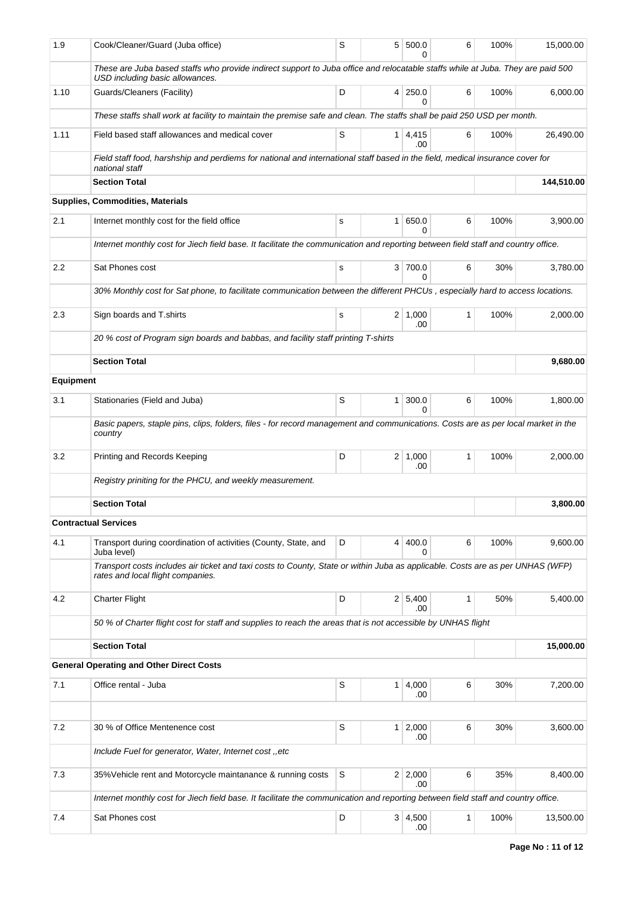| | | | | | | | |
|---|---|---|---|---|---|---|---|
| 1.9 | Cook/Cleaner/Guard (Juba office) | S | 5 | 500.00 | 6 | 100% | 15,000.00 |
| | *These are Juba based staffs who provide indirect support to Juba office and relocatable staffs while at Juba. They are paid 500 USD including basic allowances.* | | | | | | |
| 1.10 | Guards/Cleaners (Facility) | D | 4 | 250.00 | 6 | 100% | 6,000.00 |
| | *These staffs shall work at facility to maintain the premise safe and clean. The staffs shall be paid 250 USD per month.* | | | | | | |
| 1.11 | Field based staff allowances and medical cover | S | 1 | 4,415.00 | 6 | 100% | 26,490.00 |
| | *Field staff food, harshship and perdiems for national and international staff based in the field, medical insurance cover for national staff* | | | | | | |
| | **Section Total** | | | | | | **144,510.00** |
| | **Supplies, Commodities, Materials** | | | | | | |
| 2.1 | Internet monthly cost for the field office | s | 1 | 650.00 | 6 | 100% | 3,900.00 |
| | *Internet monthly cost for Jiech field base. It facilitate the communication and reporting between field staff and country office.* | | | | | | |
| 2.2 | Sat Phones cost | s | 3 | 700.00 | 6 | 30% | 3,780.00 |
| | *30% Monthly cost for Sat phone, to facilitate communication between the different PHCUs , especially hard to access locations.* | | | | | | |
| 2.3 | Sign boards and T.shirts | s | 2 | 1,000.00 | 1 | 100% | 2,000.00 |
| | *20 % cost of Program sign boards and babbas, and facility staff printing T-shirts* | | | | | | |
| | **Section Total** | | | | | | **9,680.00** |
| **Equipment** | | | | | | | |
| 3.1 | Stationaries (Field and Juba) | S | 1 | 300.00 | 6 | 100% | 1,800.00 |
| | *Basic papers, staple pins, clips, folders, files - for record management and communications. Costs are as per local market in the country* | | | | | | |
| 3.2 | Printing and Records Keeping | D | 2 | 1,000.00 | 1 | 100% | 2,000.00 |
| | *Registry priniting for the PHCU, and weekly measurement.* | | | | | | |
| | **Section Total** | | | | | | **3,800.00** |
| | **Contractual Services** | | | | | | |
| 4.1 | Transport during coordination of activities (County, State, and Juba level) | D | 4 | 400.00 | 6 | 100% | 9,600.00 |
| | *Transport costs includes air ticket and taxi costs to County, State or within Juba as applicable. Costs are as per UNHAS (WFP) rates and local flight companies.* | | | | | | |
| 4.2 | Charter Flight | D | 2 | 5,400.00 | 1 | 50% | 5,400.00 |
| | *50 % of Charter flight cost for staff and supplies to reach the areas that is not accessible by UNHAS flight* | | | | | | |
| | **Section Total** | | | | | | **15,000.00** |
| | **General Operating and Other Direct Costs** | | | | | | |
| 7.1 | Office rental - Juba | S | 1 | 4,000.00 | 6 | 30% | 7,200.00 |
| | | | | | | | |
| 7.2 | 30 % of Office Mentenence cost | S | 1 | 2,000.00 | 6 | 30% | 3,600.00 |
| | *Include Fuel for generator, Water, Internet cost ,,etc* | | | | | | |
| 7.3 | 35%Vehicle rent and Motorcycle maintanance & running costs | S | 2 | 2,000.00 | 6 | 35% | 8,400.00 |
| | *Internet monthly cost for Jiech field base. It facilitate the communication and reporting between field staff and country office.* | | | | | | |
| 7.4 | Sat Phones cost | D | 3 | 4,500.00 | 1 | 100% | 13,500.00 |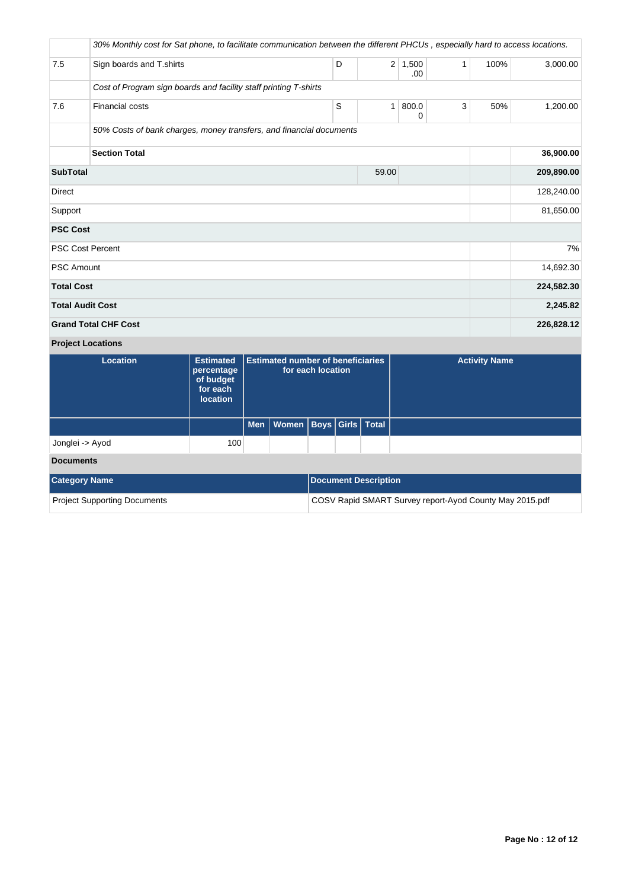| | | | | | | | | |
|---|---|---|---|---|---|---|---|---|
| | *30% Monthly cost for Sat phone, to facilitate communication between the different PHCUs , especially hard to access locations.* | | | | | | | |
| 7.5 | Sign boards and T.shirts | D | 2 | 1,500.00 | 1 | 100% | 3,000.00 |
| | *Cost of Program sign boards and facility staff printing T-shirts* | | | | | | |
| 7.6 | Financial costs | S | 1 | 800.00 | 3 | 50% | 1,200.00 |
| | *50% Costs of bank charges, money transfers, and financial documents* | | | | | | |
| | **Section Total** | | | | | | **36,900.00** |
| **SubTotal** | | | 59.00 | | | | **209,890.00** |
| Direct | | | | | | | 128,240.00 |
| Support | | | | | | | 81,650.00 |
| **PSC Cost** | | | | | | | |
| PSC Cost Percent | | | | | | | 7% |
| PSC Amount | | | | | | | 14,692.30 |
| **Total Cost** | | | | | | | **224,582.30** |
| **Total Audit Cost** | | | | | | | **2,245.82** |
| **Grand Total CHF Cost** | | | | | | | **226,828.12** |

**Project Locations**

| Location | Estimated percentage of budget for each location | Estimated number of beneficiaries for each location | | | | | Activity Name |
|---|---|---|---|---|---|---|---|
| | | Men | Women | Boys | Girls | Total | |
| Jonglei -> Ayod | 100 | | | | | | |

**Documents**

| Category Name | Document Description |
|---|---|
| Project Supporting Documents | COSV Rapid SMART Survey report-Ayod County May 2015.pdf |